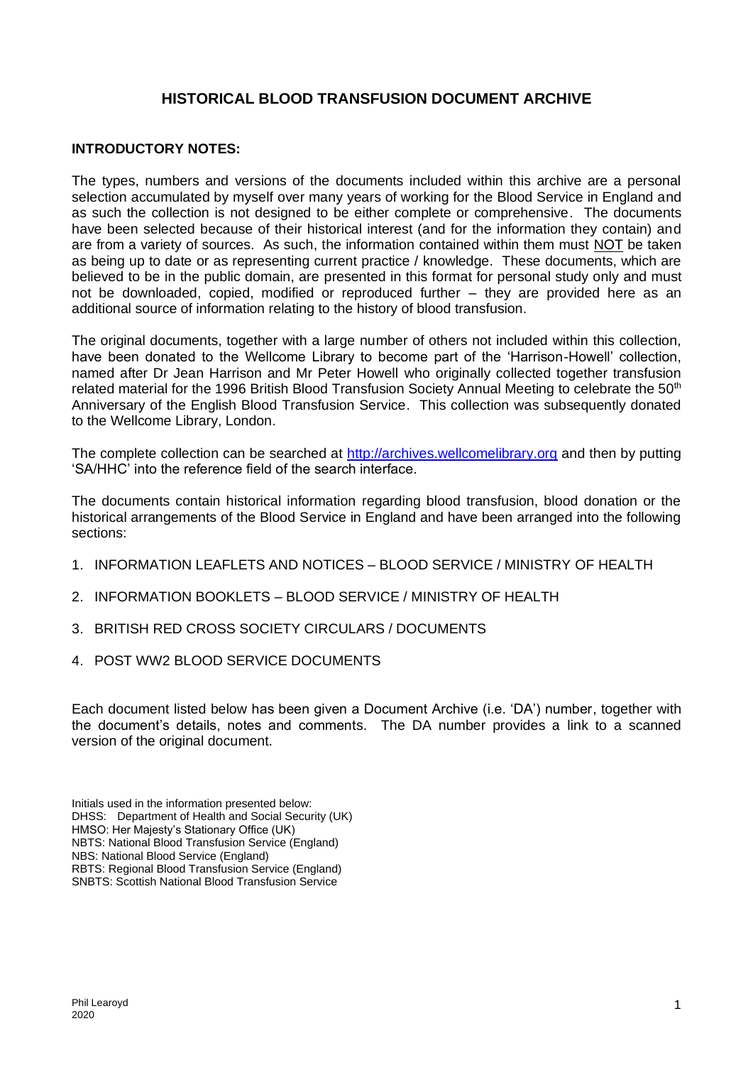# HISTORICAL BLOOD TRANSFUSION DOCUMENT ARCHIVE

**INTRODUCTORY NOTES:**

The types, numbers and versions of the documents included within this archive are a personal selection accumulated by myself over many years of working for the Blood Service in England and as such the collection is not designed to be either complete or comprehensive. The documents have been selected because of their historical interest (and for the information they contain) and are from a variety of sources. As such, the information contained within them must NOT be taken as being up to date or as representing current practice / knowledge. These documents, which are believed to be in the public domain, are presented in this format for personal study only and must not be downloaded, copied, modified or reproduced further – they are provided here as an additional source of information relating to the history of blood transfusion.

The original documents, together with a large number of others not included within this collection, have been donated to the Wellcome Library to become part of the 'Harrison-Howell' collection, named after Dr Jean Harrison and Mr Peter Howell who originally collected together transfusion related material for the 1996 British Blood Transfusion Society Annual Meeting to celebrate the 50th Anniversary of the English Blood Transfusion Service. This collection was subsequently donated to the Wellcome Library, London.

The complete collection can be searched at http://archives.wellcomelibrary.org and then by putting 'SA/HHC' into the reference field of the search interface.

The documents contain historical information regarding blood transfusion, blood donation or the historical arrangements of the Blood Service in England and have been arranged into the following sections:

1. INFORMATION LEAFLETS AND NOTICES – BLOOD SERVICE / MINISTRY OF HEALTH
2. INFORMATION BOOKLETS – BLOOD SERVICE / MINISTRY OF HEALTH
3. BRITISH RED CROSS SOCIETY CIRCULARS / DOCUMENTS
4. POST WW2 BLOOD SERVICE DOCUMENTS

Each document listed below has been given a Document Archive (i.e. 'DA') number, together with the document's details, notes and comments. The DA number provides a link to a scanned version of the original document.

Initials used in the information presented below:
DHSS: Department of Health and Social Security (UK)
HMSO: Her Majesty's Stationary Office (UK)
NBTS: National Blood Transfusion Service (England)
NBS: National Blood Service (England)
RBTS: Regional Blood Transfusion Service (England)
SNBTS: Scottish National Blood Transfusion Service

Phil Learoyd
2020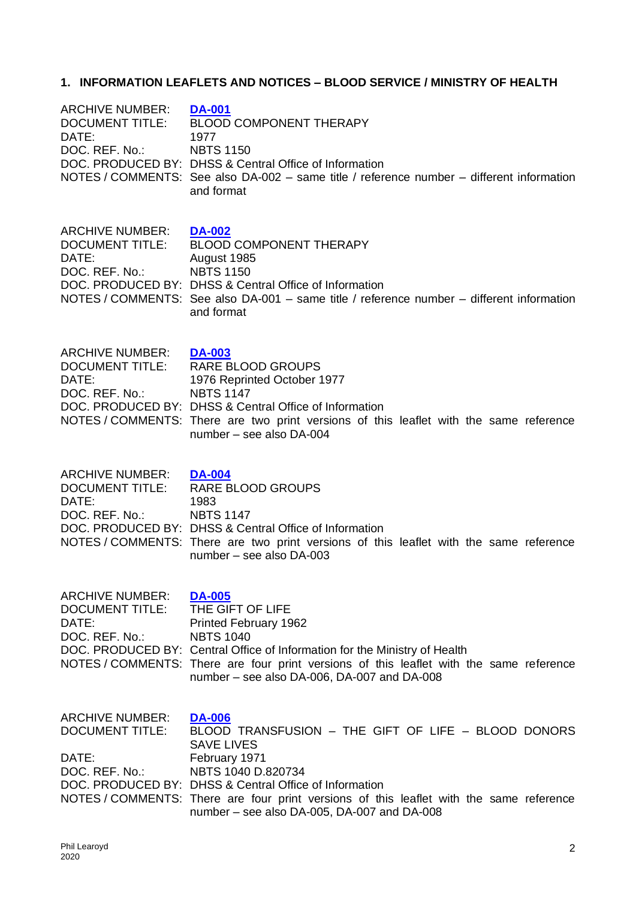### 1. INFORMATION LEAFLETS AND NOTICES – BLOOD SERVICE / MINISTRY OF HEALTH

ARCHIVE NUMBER: **DA-001**
DOCUMENT TITLE: BLOOD COMPONENT THERAPY
DATE: 1977
DOC. REF. No.: NBTS 1150
DOC. PRODUCED BY: DHSS & Central Office of Information
NOTES / COMMENTS: See also DA-002 – same title / reference number – different information and format

ARCHIVE NUMBER: **DA-002**
DOCUMENT TITLE: BLOOD COMPONENT THERAPY
DATE: August 1985
DOC. REF. No.: NBTS 1150
DOC. PRODUCED BY: DHSS & Central Office of Information
NOTES / COMMENTS: See also DA-001 – same title / reference number – different information and format

ARCHIVE NUMBER: **DA-003**
DOCUMENT TITLE: RARE BLOOD GROUPS
DATE: 1976 Reprinted October 1977
DOC. REF. No.: NBTS 1147
DOC. PRODUCED BY: DHSS & Central Office of Information
NOTES / COMMENTS: There are two print versions of this leaflet with the same reference number – see also DA-004

ARCHIVE NUMBER: **DA-004**
DOCUMENT TITLE: RARE BLOOD GROUPS
DATE: 1983
DOC. REF. No.: NBTS 1147
DOC. PRODUCED BY: DHSS & Central Office of Information
NOTES / COMMENTS: There are two print versions of this leaflet with the same reference number – see also DA-003

ARCHIVE NUMBER: **DA-005**
DOCUMENT TITLE: THE GIFT OF LIFE
DATE: Printed February 1962
DOC. REF. No.: NBTS 1040
DOC. PRODUCED BY: Central Office of Information for the Ministry of Health
NOTES / COMMENTS: There are four print versions of this leaflet with the same reference number – see also DA-006, DA-007 and DA-008

ARCHIVE NUMBER: **DA-006**
DOCUMENT TITLE: BLOOD TRANSFUSION – THE GIFT OF LIFE – BLOOD DONORS SAVE LIVES
DATE: February 1971
DOC. REF. No.: NBTS 1040 D.820734
DOC. PRODUCED BY: DHSS & Central Office of Information
NOTES / COMMENTS: There are four print versions of this leaflet with the same reference number – see also DA-005, DA-007 and DA-008

Phil Learoyd
2020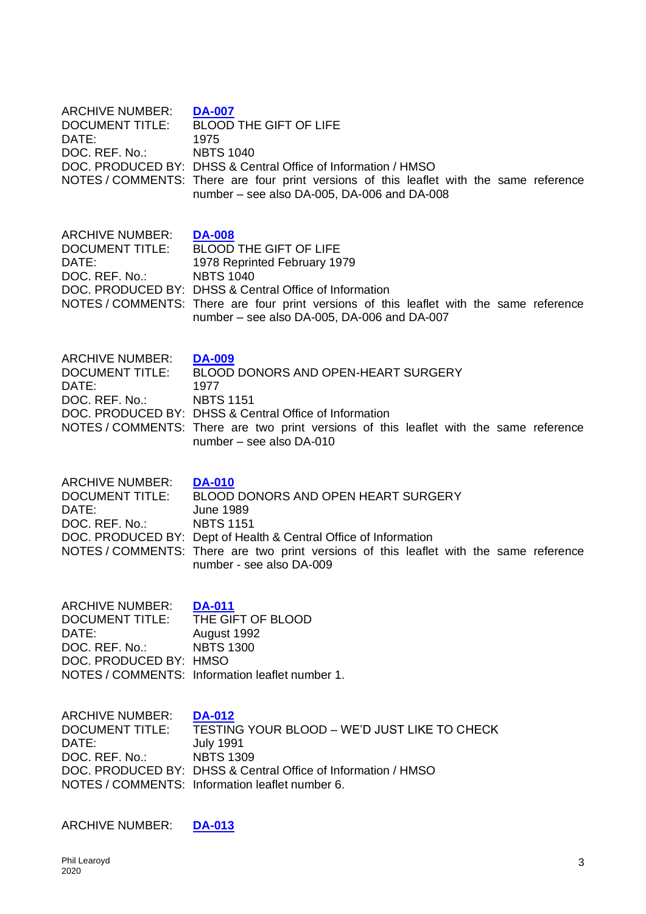ARCHIVE NUMBER: **DA-007**
DOCUMENT TITLE: BLOOD THE GIFT OF LIFE
DATE: 1975
DOC. REF. No.: NBTS 1040
DOC. PRODUCED BY: DHSS & Central Office of Information / HMSO
NOTES / COMMENTS: There are four print versions of this leaflet with the same reference number – see also DA-005, DA-006 and DA-008

ARCHIVE NUMBER: **DA-008**
DOCUMENT TITLE: BLOOD THE GIFT OF LIFE
DATE: 1978 Reprinted February 1979
DOC. REF. No.: NBTS 1040
DOC. PRODUCED BY: DHSS & Central Office of Information
NOTES / COMMENTS: There are four print versions of this leaflet with the same reference number – see also DA-005, DA-006 and DA-007

ARCHIVE NUMBER: **DA-009**
DOCUMENT TITLE: BLOOD DONORS AND OPEN-HEART SURGERY
DATE: 1977
DOC. REF. No.: NBTS 1151
DOC. PRODUCED BY: DHSS & Central Office of Information
NOTES / COMMENTS: There are two print versions of this leaflet with the same reference number – see also DA-010

ARCHIVE NUMBER: **DA-010**
DOCUMENT TITLE: BLOOD DONORS AND OPEN HEART SURGERY
DATE: June 1989
DOC. REF. No.: NBTS 1151
DOC. PRODUCED BY: Dept of Health & Central Office of Information
NOTES / COMMENTS: There are two print versions of this leaflet with the same reference number - see also DA-009

ARCHIVE NUMBER: **DA-011**
DOCUMENT TITLE: THE GIFT OF BLOOD
DATE: August 1992
DOC. REF. No.: NBTS 1300
DOC. PRODUCED BY: HMSO
NOTES / COMMENTS: Information leaflet number 1.

ARCHIVE NUMBER: **DA-012**
DOCUMENT TITLE: TESTING YOUR BLOOD – WE'D JUST LIKE TO CHECK
DATE: July 1991
DOC. REF. No.: NBTS 1309
DOC. PRODUCED BY: DHSS & Central Office of Information / HMSO
NOTES / COMMENTS: Information leaflet number 6.

ARCHIVE NUMBER: **DA-013**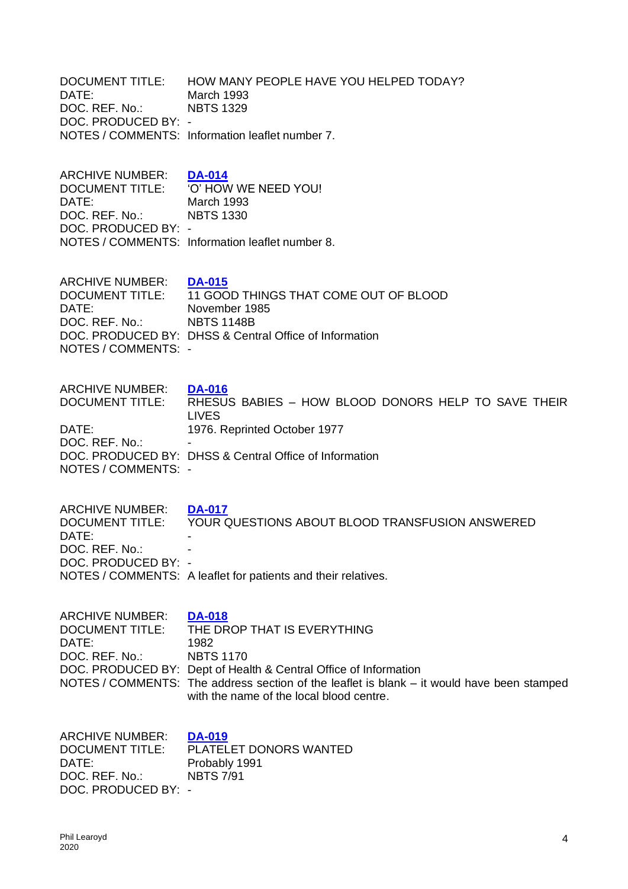DOCUMENT TITLE: HOW MANY PEOPLE HAVE YOU HELPED TODAY?
DATE: March 1993
DOC. REF. No.: NBTS 1329
DOC. PRODUCED BY: -
NOTES / COMMENTS: Information leaflet number 7.

ARCHIVE NUMBER: **DA-014**
DOCUMENT TITLE: 'O' HOW WE NEED YOU!
DATE: March 1993
DOC. REF. No.: NBTS 1330
DOC. PRODUCED BY: -
NOTES / COMMENTS: Information leaflet number 8.

ARCHIVE NUMBER: **DA-015**
DOCUMENT TITLE: 11 GOOD THINGS THAT COME OUT OF BLOOD
DATE: November 1985
DOC. REF. No.: NBTS 1148B
DOC. PRODUCED BY: DHSS & Central Office of Information
NOTES / COMMENTS: -

ARCHIVE NUMBER: **DA-016**
DOCUMENT TITLE: RHESUS BABIES – HOW BLOOD DONORS HELP TO SAVE THEIR LIVES
DATE: 1976. Reprinted October 1977
DOC. REF. No.: -
DOC. PRODUCED BY: DHSS & Central Office of Information
NOTES / COMMENTS: -

ARCHIVE NUMBER: **DA-017**
DOCUMENT TITLE: YOUR QUESTIONS ABOUT BLOOD TRANSFUSION ANSWERED
DATE: -
DOC. REF. No.: -
DOC. PRODUCED BY: -
NOTES / COMMENTS: A leaflet for patients and their relatives.

ARCHIVE NUMBER: **DA-018**
DOCUMENT TITLE: THE DROP THAT IS EVERYTHING
DATE: 1982
DOC. REF. No.: NBTS 1170
DOC. PRODUCED BY: Dept of Health & Central Office of Information
NOTES / COMMENTS: The address section of the leaflet is blank – it would have been stamped with the name of the local blood centre.

ARCHIVE NUMBER: **DA-019**
DOCUMENT TITLE: PLATELET DONORS WANTED
DATE: Probably 1991
DOC. REF. No.: NBTS 7/91
DOC. PRODUCED BY: -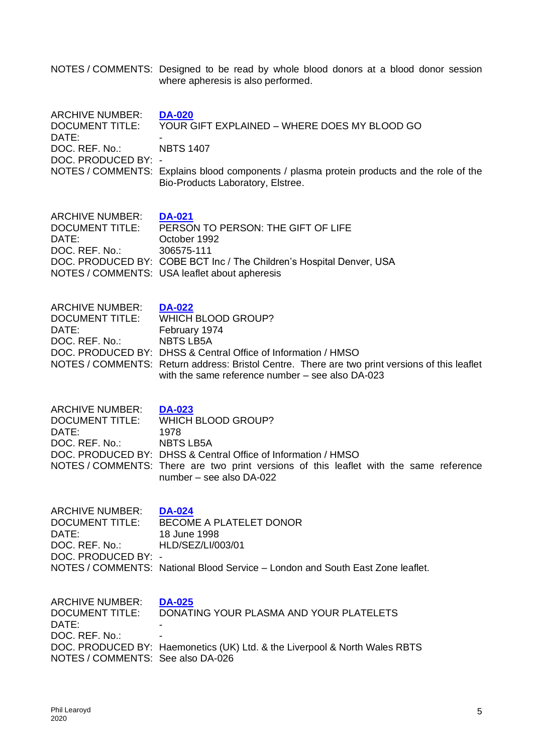NOTES / COMMENTS: Designed to be read by whole blood donors at a blood donor session where apheresis is also performed.

ARCHIVE NUMBER: **DA-020**
DOCUMENT TITLE: YOUR GIFT EXPLAINED – WHERE DOES MY BLOOD GO
DATE: -
DOC. REF. No.: NBTS 1407
DOC. PRODUCED BY: -
NOTES / COMMENTS: Explains blood components / plasma protein products and the role of the Bio-Products Laboratory, Elstree.

ARCHIVE NUMBER: **DA-021**
DOCUMENT TITLE: PERSON TO PERSON: THE GIFT OF LIFE
DATE: October 1992
DOC. REF. No.: 306575-111
DOC. PRODUCED BY: COBE BCT Inc / The Children's Hospital Denver, USA
NOTES / COMMENTS: USA leaflet about apheresis

ARCHIVE NUMBER: **DA-022**
DOCUMENT TITLE: WHICH BLOOD GROUP?
DATE: February 1974
DOC. REF. No.: NBTS LB5A
DOC. PRODUCED BY: DHSS & Central Office of Information / HMSO
NOTES / COMMENTS: Return address: Bristol Centre. There are two print versions of this leaflet with the same reference number – see also DA-023

ARCHIVE NUMBER: **DA-023**
DOCUMENT TITLE: WHICH BLOOD GROUP?
DATE: 1978
DOC. REF. No.: NBTS LB5A
DOC. PRODUCED BY: DHSS & Central Office of Information / HMSO
NOTES / COMMENTS: There are two print versions of this leaflet with the same reference number – see also DA-022

ARCHIVE NUMBER: **DA-024**
DOCUMENT TITLE: BECOME A PLATELET DONOR
DATE: 18 June 1998
DOC. REF. No.: HLD/SEZ/LI/003/01
DOC. PRODUCED BY: -
NOTES / COMMENTS: National Blood Service – London and South East Zone leaflet.

ARCHIVE NUMBER: **DA-025**
DOCUMENT TITLE: DONATING YOUR PLASMA AND YOUR PLATELETS
DATE: -
DOC. REF. No.: -
DOC. PRODUCED BY: Haemonetics (UK) Ltd. & the Liverpool & North Wales RBTS
NOTES / COMMENTS: See also DA-026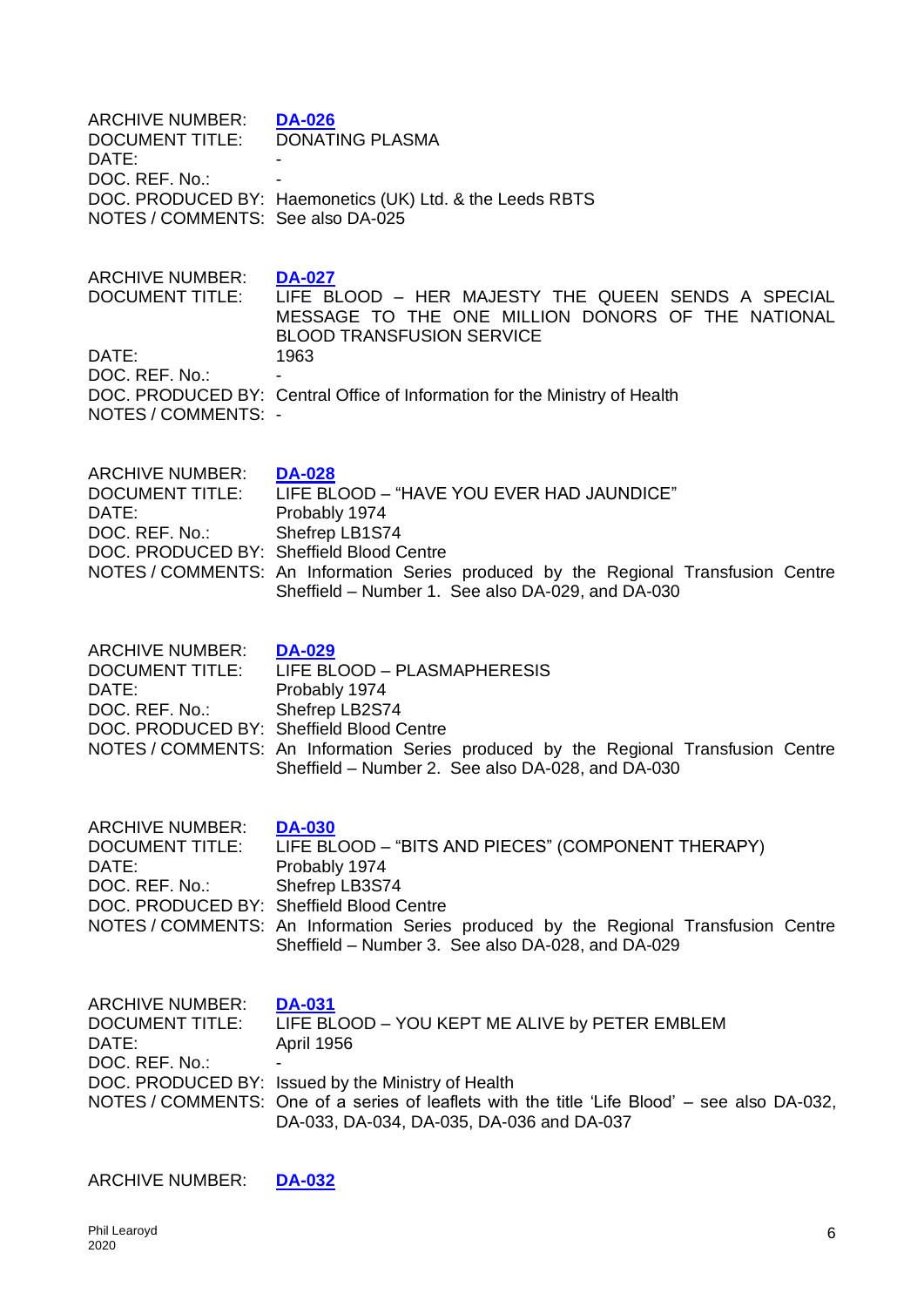ARCHIVE NUMBER: **DA-026**
DOCUMENT TITLE: DONATING PLASMA
DATE: -
DOC. REF. No.: -
DOC. PRODUCED BY: Haemonetics (UK) Ltd. & the Leeds RBTS
NOTES / COMMENTS: See also DA-025

ARCHIVE NUMBER: **DA-027**
DOCUMENT TITLE: LIFE BLOOD – HER MAJESTY THE QUEEN SENDS A SPECIAL MESSAGE TO THE ONE MILLION DONORS OF THE NATIONAL BLOOD TRANSFUSION SERVICE
DATE: 1963
DOC. REF. No.: -
DOC. PRODUCED BY: Central Office of Information for the Ministry of Health
NOTES / COMMENTS: -

ARCHIVE NUMBER: **DA-028**
DOCUMENT TITLE: LIFE BLOOD – "HAVE YOU EVER HAD JAUNDICE"
DATE: Probably 1974
DOC. REF. No.: Shefrep LB1S74
DOC. PRODUCED BY: Sheffield Blood Centre
NOTES / COMMENTS: An Information Series produced by the Regional Transfusion Centre Sheffield – Number 1. See also DA-029, and DA-030

ARCHIVE NUMBER: **DA-029**
DOCUMENT TITLE: LIFE BLOOD – PLASMAPHERESIS
DATE: Probably 1974
DOC. REF. No.: Shefrep LB2S74
DOC. PRODUCED BY: Sheffield Blood Centre
NOTES / COMMENTS: An Information Series produced by the Regional Transfusion Centre Sheffield – Number 2. See also DA-028, and DA-030

ARCHIVE NUMBER: **DA-030**
DOCUMENT TITLE: LIFE BLOOD – "BITS AND PIECES" (COMPONENT THERAPY)
DATE: Probably 1974
DOC. REF. No.: Shefrep LB3S74
DOC. PRODUCED BY: Sheffield Blood Centre
NOTES / COMMENTS: An Information Series produced by the Regional Transfusion Centre Sheffield – Number 3. See also DA-028, and DA-029

ARCHIVE NUMBER: **DA-031**
DOCUMENT TITLE: LIFE BLOOD – YOU KEPT ME ALIVE by PETER EMBLEM
DATE: April 1956
DOC. REF. No.: -
DOC. PRODUCED BY: Issued by the Ministry of Health
NOTES / COMMENTS: One of a series of leaflets with the title 'Life Blood' – see also DA-032, DA-033, DA-034, DA-035, DA-036 and DA-037

ARCHIVE NUMBER: **DA-032**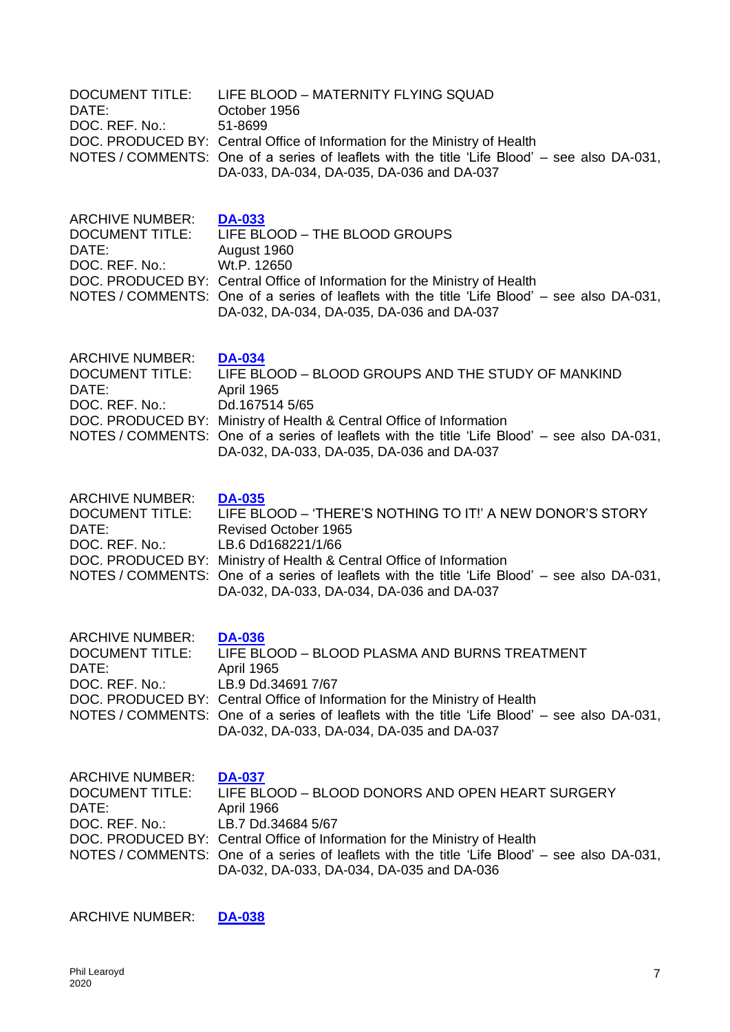DOCUMENT TITLE: LIFE BLOOD – MATERNITY FLYING SQUAD
DATE: October 1956
DOC. REF. No.: 51-8699
DOC. PRODUCED BY: Central Office of Information for the Ministry of Health
NOTES / COMMENTS: One of a series of leaflets with the title 'Life Blood' – see also DA-031, DA-033, DA-034, DA-035, DA-036 and DA-037

ARCHIVE NUMBER: **DA-033**
DOCUMENT TITLE: LIFE BLOOD – THE BLOOD GROUPS
DATE: August 1960
DOC. REF. No.: Wt.P. 12650
DOC. PRODUCED BY: Central Office of Information for the Ministry of Health
NOTES / COMMENTS: One of a series of leaflets with the title 'Life Blood' – see also DA-031, DA-032, DA-034, DA-035, DA-036 and DA-037

ARCHIVE NUMBER: **DA-034**
DOCUMENT TITLE: LIFE BLOOD – BLOOD GROUPS AND THE STUDY OF MANKIND
DATE: April 1965
DOC. REF. No.: Dd.167514 5/65
DOC. PRODUCED BY: Ministry of Health & Central Office of Information
NOTES / COMMENTS: One of a series of leaflets with the title 'Life Blood' – see also DA-031, DA-032, DA-033, DA-035, DA-036 and DA-037

ARCHIVE NUMBER: **DA-035**
DOCUMENT TITLE: LIFE BLOOD – 'THERE'S NOTHING TO IT!' A NEW DONOR'S STORY
DATE: Revised October 1965
DOC. REF. No.: LB.6 Dd168221/1/66
DOC. PRODUCED BY: Ministry of Health & Central Office of Information
NOTES / COMMENTS: One of a series of leaflets with the title 'Life Blood' – see also DA-031, DA-032, DA-033, DA-034, DA-036 and DA-037

ARCHIVE NUMBER: **DA-036**
DOCUMENT TITLE: LIFE BLOOD – BLOOD PLASMA AND BURNS TREATMENT
DATE: April 1965
DOC. REF. No.: LB.9 Dd.34691 7/67
DOC. PRODUCED BY: Central Office of Information for the Ministry of Health
NOTES / COMMENTS: One of a series of leaflets with the title 'Life Blood' – see also DA-031, DA-032, DA-033, DA-034, DA-035 and DA-037

ARCHIVE NUMBER: **DA-037**
DOCUMENT TITLE: LIFE BLOOD – BLOOD DONORS AND OPEN HEART SURGERY
DATE: April 1966
DOC. REF. No.: LB.7 Dd.34684 5/67
DOC. PRODUCED BY: Central Office of Information for the Ministry of Health
NOTES / COMMENTS: One of a series of leaflets with the title 'Life Blood' – see also DA-031, DA-032, DA-033, DA-034, DA-035 and DA-036

ARCHIVE NUMBER: **DA-038**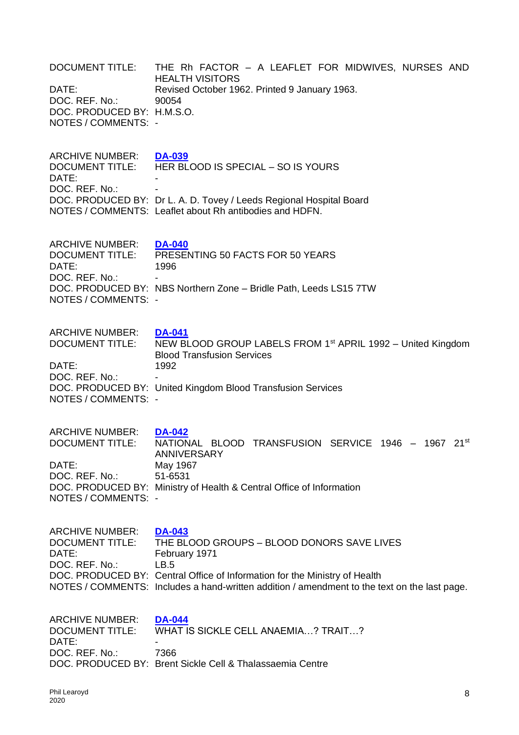DOCUMENT TITLE: THE Rh FACTOR – A LEAFLET FOR MIDWIVES, NURSES AND HEALTH VISITORS
DATE: Revised October 1962. Printed 9 January 1963.
DOC. REF. No.: 90054
DOC. PRODUCED BY: H.M.S.O.
NOTES / COMMENTS: -

ARCHIVE NUMBER: **DA-039**
DOCUMENT TITLE: HER BLOOD IS SPECIAL – SO IS YOURS
DATE: -
DOC. REF. No.: -
DOC. PRODUCED BY: Dr L. A. D. Tovey / Leeds Regional Hospital Board
NOTES / COMMENTS: Leaflet about Rh antibodies and HDFN.

ARCHIVE NUMBER: **DA-040**
DOCUMENT TITLE: PRESENTING 50 FACTS FOR 50 YEARS
DATE: 1996
DOC. REF. No.: -
DOC. PRODUCED BY: NBS Northern Zone – Bridle Path, Leeds LS15 7TW
NOTES / COMMENTS: -

ARCHIVE NUMBER: **DA-041**
DOCUMENT TITLE: NEW BLOOD GROUP LABELS FROM 1st APRIL 1992 – United Kingdom Blood Transfusion Services
DATE: 1992
DOC. REF. No.: -
DOC. PRODUCED BY: United Kingdom Blood Transfusion Services
NOTES / COMMENTS: -

ARCHIVE NUMBER: **DA-042**
DOCUMENT TITLE: NATIONAL BLOOD TRANSFUSION SERVICE 1946 – 1967 21st ANNIVERSARY
DATE: May 1967
DOC. REF. No.: 51-6531
DOC. PRODUCED BY: Ministry of Health & Central Office of Information
NOTES / COMMENTS: -

ARCHIVE NUMBER: **DA-043**
DOCUMENT TITLE: THE BLOOD GROUPS – BLOOD DONORS SAVE LIVES
DATE: February 1971
DOC. REF. No.: LB.5
DOC. PRODUCED BY: Central Office of Information for the Ministry of Health
NOTES / COMMENTS: Includes a hand-written addition / amendment to the text on the last page.

ARCHIVE NUMBER: **DA-044**
DOCUMENT TITLE: WHAT IS SICKLE CELL ANAEMIA…? TRAIT…?
DATE: -
DOC. REF. No.: 7366
DOC. PRODUCED BY: Brent Sickle Cell & Thalassaemia Centre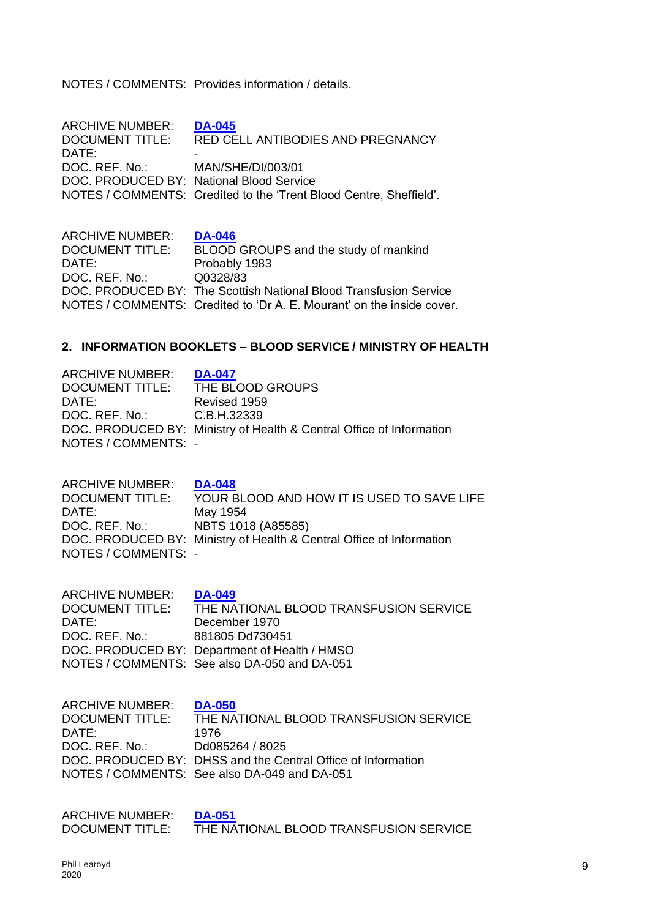NOTES / COMMENTS: Provides information / details.

ARCHIVE NUMBER: **DA-045**
DOCUMENT TITLE: RED CELL ANTIBODIES AND PREGNANCY
DATE: -
DOC. REF. No.: MAN/SHE/DI/003/01
DOC. PRODUCED BY: National Blood Service
NOTES / COMMENTS: Credited to the 'Trent Blood Centre, Sheffield'.

ARCHIVE NUMBER: **DA-046**
DOCUMENT TITLE: BLOOD GROUPS and the study of mankind
DATE: Probably 1983
DOC. REF. No.: Q0328/83
DOC. PRODUCED BY: The Scottish National Blood Transfusion Service
NOTES / COMMENTS: Credited to 'Dr A. E. Mourant' on the inside cover.

## 2. INFORMATION BOOKLETS – BLOOD SERVICE / MINISTRY OF HEALTH

ARCHIVE NUMBER: **DA-047**
DOCUMENT TITLE: THE BLOOD GROUPS
DATE: Revised 1959
DOC. REF. No.: C.B.H.32339
DOC. PRODUCED BY: Ministry of Health & Central Office of Information
NOTES / COMMENTS: -

ARCHIVE NUMBER: **DA-048**
DOCUMENT TITLE: YOUR BLOOD AND HOW IT IS USED TO SAVE LIFE
DATE: May 1954
DOC. REF. No.: NBTS 1018 (A85585)
DOC. PRODUCED BY: Ministry of Health & Central Office of Information
NOTES / COMMENTS: -

ARCHIVE NUMBER: **DA-049**
DOCUMENT TITLE: THE NATIONAL BLOOD TRANSFUSION SERVICE
DATE: December 1970
DOC. REF. No.: 881805 Dd730451
DOC. PRODUCED BY: Department of Health / HMSO
NOTES / COMMENTS: See also DA-050 and DA-051

ARCHIVE NUMBER: **DA-050**
DOCUMENT TITLE: THE NATIONAL BLOOD TRANSFUSION SERVICE
DATE: 1976
DOC. REF. No.: Dd085264 / 8025
DOC. PRODUCED BY: DHSS and the Central Office of Information
NOTES / COMMENTS: See also DA-049 and DA-051

ARCHIVE NUMBER: **DA-051**
DOCUMENT TITLE: THE NATIONAL BLOOD TRANSFUSION SERVICE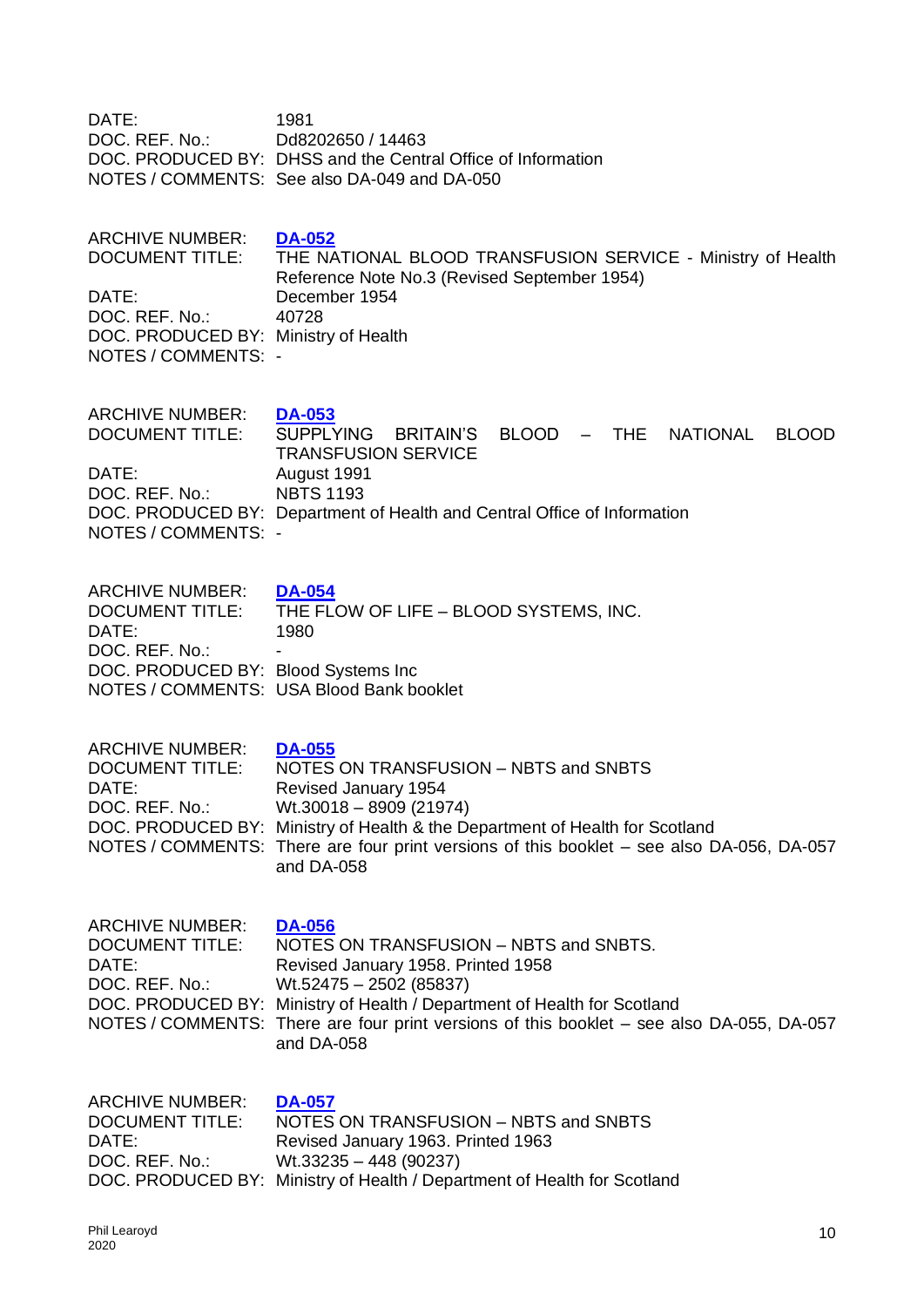DATE: 1981
DOC. REF. No.: Dd8202650 / 14463
DOC. PRODUCED BY: DHSS and the Central Office of Information
NOTES / COMMENTS: See also DA-049 and DA-050

ARCHIVE NUMBER: **DA-052**
DOCUMENT TITLE: THE NATIONAL BLOOD TRANSFUSION SERVICE - Ministry of Health Reference Note No.3 (Revised September 1954)
DATE: December 1954
DOC. REF. No.: 40728
DOC. PRODUCED BY: Ministry of Health
NOTES / COMMENTS: -

ARCHIVE NUMBER: **DA-053**
DOCUMENT TITLE: SUPPLYING BRITAIN'S BLOOD – THE NATIONAL BLOOD TRANSFUSION SERVICE
DATE: August 1991
DOC. REF. No.: NBTS 1193
DOC. PRODUCED BY: Department of Health and Central Office of Information
NOTES / COMMENTS: -

ARCHIVE NUMBER: **DA-054**
DOCUMENT TITLE: THE FLOW OF LIFE – BLOOD SYSTEMS, INC.
DATE: 1980
DOC. REF. No.: -
DOC. PRODUCED BY: Blood Systems Inc
NOTES / COMMENTS: USA Blood Bank booklet

ARCHIVE NUMBER: **DA-055**
DOCUMENT TITLE: NOTES ON TRANSFUSION – NBTS and SNBTS
DATE: Revised January 1954
DOC. REF. No.: Wt.30018 – 8909 (21974)
DOC. PRODUCED BY: Ministry of Health & the Department of Health for Scotland
NOTES / COMMENTS: There are four print versions of this booklet – see also DA-056, DA-057 and DA-058

ARCHIVE NUMBER: **DA-056**
DOCUMENT TITLE: NOTES ON TRANSFUSION – NBTS and SNBTS.
DATE: Revised January 1958. Printed 1958
DOC. REF. No.: Wt.52475 – 2502 (85837)
DOC. PRODUCED BY: Ministry of Health / Department of Health for Scotland
NOTES / COMMENTS: There are four print versions of this booklet – see also DA-055, DA-057 and DA-058

ARCHIVE NUMBER: **DA-057**
DOCUMENT TITLE: NOTES ON TRANSFUSION – NBTS and SNBTS
DATE: Revised January 1963. Printed 1963
DOC. REF. No.: Wt.33235 – 448 (90237)
DOC. PRODUCED BY: Ministry of Health / Department of Health for Scotland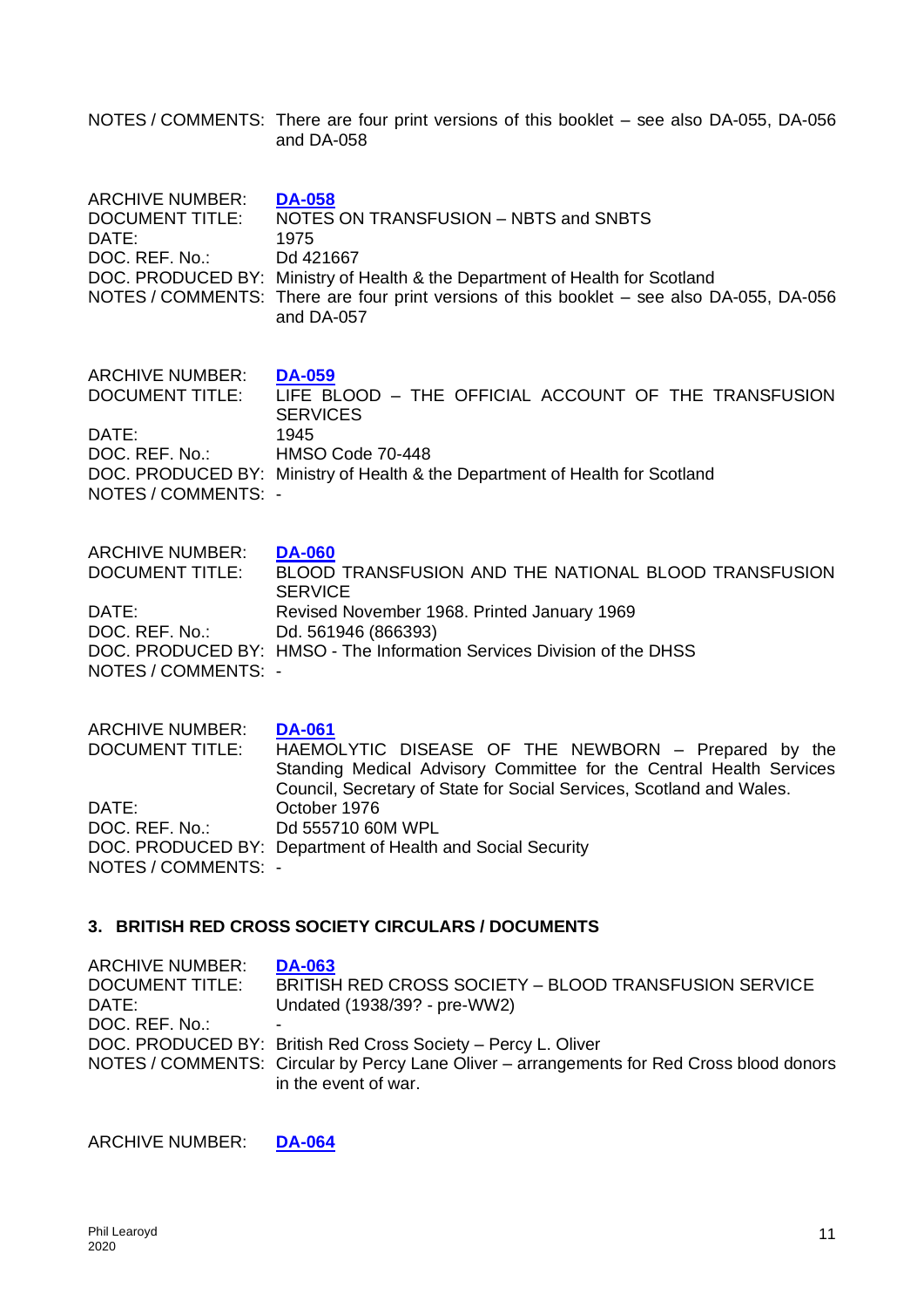NOTES / COMMENTS: There are four print versions of this booklet – see also DA-055, DA-056 and DA-058

ARCHIVE NUMBER: **DA-058**
DOCUMENT TITLE: NOTES ON TRANSFUSION – NBTS and SNBTS
DATE: 1975
DOC. REF. No.: Dd 421667
DOC. PRODUCED BY: Ministry of Health & the Department of Health for Scotland
NOTES / COMMENTS: There are four print versions of this booklet – see also DA-055, DA-056 and DA-057

ARCHIVE NUMBER: **DA-059**
DOCUMENT TITLE: LIFE BLOOD – THE OFFICIAL ACCOUNT OF THE TRANSFUSION SERVICES
DATE: 1945
DOC. REF. No.: HMSO Code 70-448
DOC. PRODUCED BY: Ministry of Health & the Department of Health for Scotland
NOTES / COMMENTS: -

ARCHIVE NUMBER: **DA-060**
DOCUMENT TITLE: BLOOD TRANSFUSION AND THE NATIONAL BLOOD TRANSFUSION SERVICE
DATE: Revised November 1968. Printed January 1969
DOC. REF. No.: Dd. 561946 (866393)
DOC. PRODUCED BY: HMSO - The Information Services Division of the DHSS
NOTES / COMMENTS: -

ARCHIVE NUMBER: **DA-061**
DOCUMENT TITLE: HAEMOLYTIC DISEASE OF THE NEWBORN – Prepared by the Standing Medical Advisory Committee for the Central Health Services Council, Secretary of State for Social Services, Scotland and Wales.
DATE: October 1976
DOC. REF. No.: Dd 555710 60M WPL
DOC. PRODUCED BY: Department of Health and Social Security
NOTES / COMMENTS: -

## 3. BRITISH RED CROSS SOCIETY CIRCULARS / DOCUMENTS

ARCHIVE NUMBER: **DA-063**
DOCUMENT TITLE: BRITISH RED CROSS SOCIETY – BLOOD TRANSFUSION SERVICE
DATE: Undated (1938/39? - pre-WW2)
DOC. REF. No.: -
DOC. PRODUCED BY: British Red Cross Society – Percy L. Oliver
NOTES / COMMENTS: Circular by Percy Lane Oliver – arrangements for Red Cross blood donors in the event of war.

ARCHIVE NUMBER: **DA-064**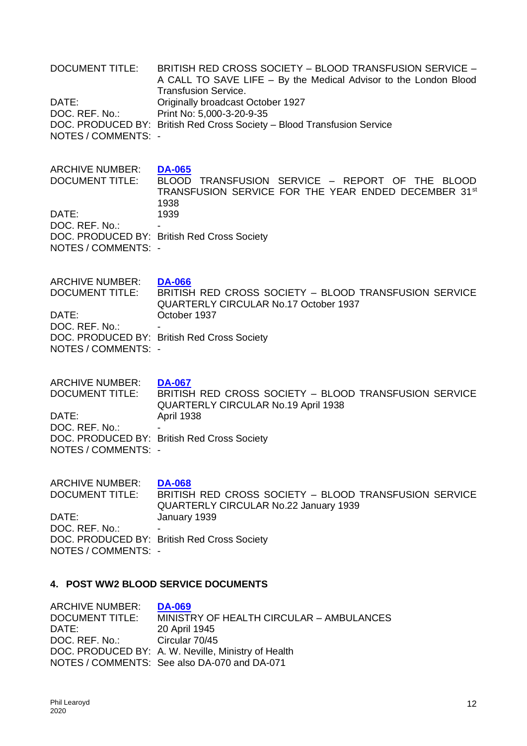DOCUMENT TITLE: BRITISH RED CROSS SOCIETY – BLOOD TRANSFUSION SERVICE – A CALL TO SAVE LIFE – By the Medical Advisor to the London Blood Transfusion Service.
DATE: Originally broadcast October 1927
DOC. REF. No.: Print No: 5,000-3-20-9-35
DOC. PRODUCED BY: British Red Cross Society – Blood Transfusion Service
NOTES / COMMENTS: -

ARCHIVE NUMBER: **DA-065**
DOCUMENT TITLE: BLOOD TRANSFUSION SERVICE – REPORT OF THE BLOOD TRANSFUSION SERVICE FOR THE YEAR ENDED DECEMBER 31st 1938
DATE: 1939
DOC. REF. No.: -
DOC. PRODUCED BY: British Red Cross Society
NOTES / COMMENTS: -

ARCHIVE NUMBER: **DA-066**
DOCUMENT TITLE: BRITISH RED CROSS SOCIETY – BLOOD TRANSFUSION SERVICE QUARTERLY CIRCULAR No.17 October 1937
DATE: October 1937
DOC. REF. No.: -
DOC. PRODUCED BY: British Red Cross Society
NOTES / COMMENTS: -

ARCHIVE NUMBER: **DA-067**
DOCUMENT TITLE: BRITISH RED CROSS SOCIETY – BLOOD TRANSFUSION SERVICE QUARTERLY CIRCULAR No.19 April 1938
DATE: April 1938
DOC. REF. No.: -
DOC. PRODUCED BY: British Red Cross Society
NOTES / COMMENTS: -

ARCHIVE NUMBER: **DA-068**
DOCUMENT TITLE: BRITISH RED CROSS SOCIETY – BLOOD TRANSFUSION SERVICE QUARTERLY CIRCULAR No.22 January 1939
DATE: January 1939
DOC. REF. No.: -
DOC. PRODUCED BY: British Red Cross Society
NOTES / COMMENTS: -

## 4. POST WW2 BLOOD SERVICE DOCUMENTS

ARCHIVE NUMBER: **DA-069**
DOCUMENT TITLE: MINISTRY OF HEALTH CIRCULAR – AMBULANCES
DATE: 20 April 1945
DOC. REF. No.: Circular 70/45
DOC. PRODUCED BY: A. W. Neville, Ministry of Health
NOTES / COMMENTS: See also DA-070 and DA-071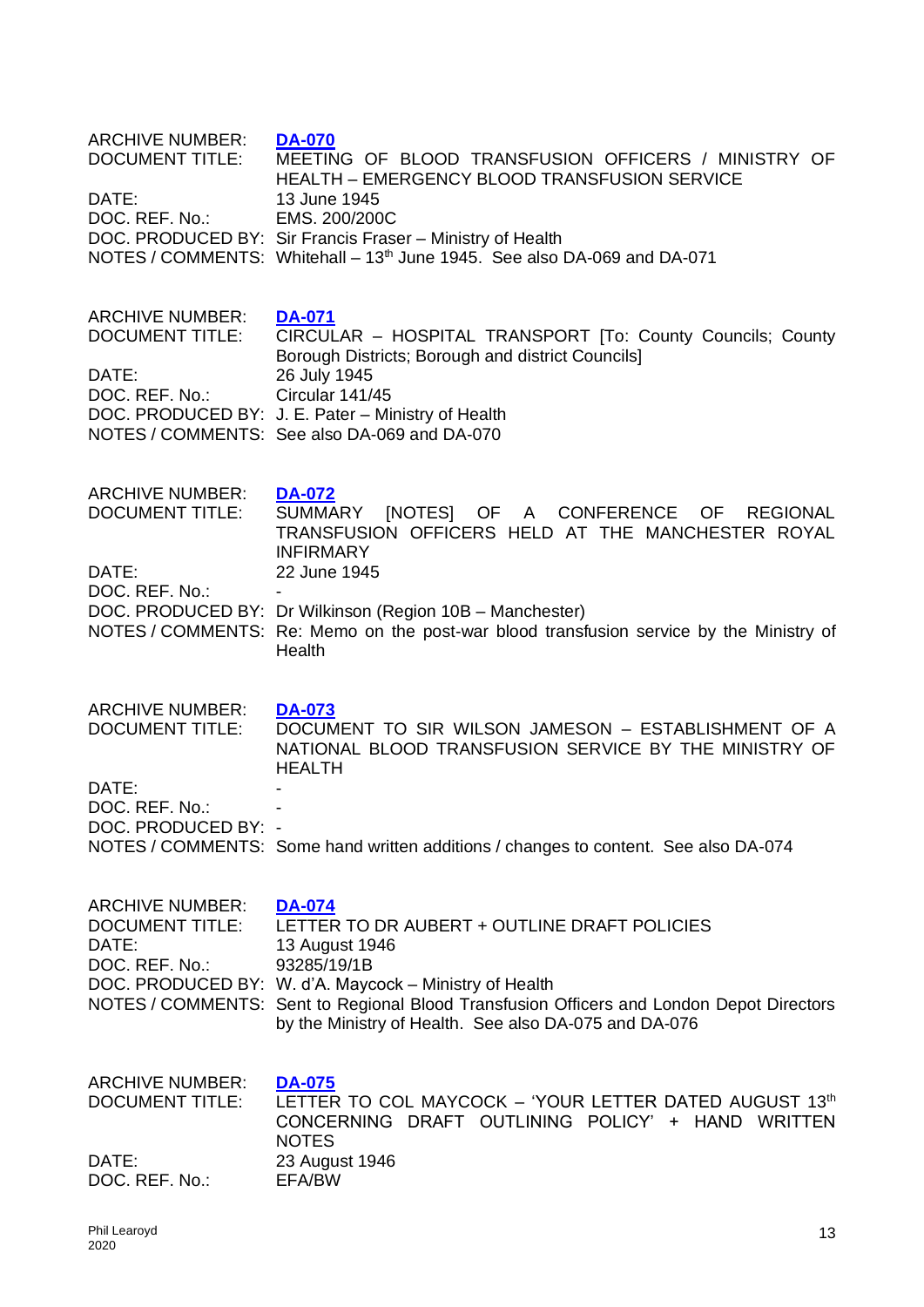ARCHIVE NUMBER: **DA-070**
DOCUMENT TITLE: MEETING OF BLOOD TRANSFUSION OFFICERS / MINISTRY OF HEALTH – EMERGENCY BLOOD TRANSFUSION SERVICE
DATE: 13 June 1945
DOC. REF. No.: EMS. 200/200C
DOC. PRODUCED BY: Sir Francis Fraser – Ministry of Health
NOTES / COMMENTS: Whitehall – 13th June 1945. See also DA-069 and DA-071

ARCHIVE NUMBER: **DA-071**
DOCUMENT TITLE: CIRCULAR – HOSPITAL TRANSPORT [To: County Councils; County Borough Districts; Borough and district Councils]
DATE: 26 July 1945
DOC. REF. No.: Circular 141/45
DOC. PRODUCED BY: J. E. Pater – Ministry of Health
NOTES / COMMENTS: See also DA-069 and DA-070

ARCHIVE NUMBER: **DA-072**
DOCUMENT TITLE: SUMMARY [NOTES] OF A CONFERENCE OF REGIONAL TRANSFUSION OFFICERS HELD AT THE MANCHESTER ROYAL INFIRMARY
DATE: 22 June 1945
DOC. REF. No.: -
DOC. PRODUCED BY: Dr Wilkinson (Region 10B – Manchester)
NOTES / COMMENTS: Re: Memo on the post-war blood transfusion service by the Ministry of Health

ARCHIVE NUMBER: **DA-073**
DOCUMENT TITLE: DOCUMENT TO SIR WILSON JAMESON – ESTABLISHMENT OF A NATIONAL BLOOD TRANSFUSION SERVICE BY THE MINISTRY OF HEALTH
DATE: -
DOC. REF. No.: -
DOC. PRODUCED BY: -
NOTES / COMMENTS: Some hand written additions / changes to content. See also DA-074

ARCHIVE NUMBER: **DA-074**
DOCUMENT TITLE: LETTER TO DR AUBERT + OUTLINE DRAFT POLICIES
DATE: 13 August 1946
DOC. REF. No.: 93285/19/1B
DOC. PRODUCED BY: W. d'A. Maycock – Ministry of Health
NOTES / COMMENTS: Sent to Regional Blood Transfusion Officers and London Depot Directors by the Ministry of Health. See also DA-075 and DA-076

ARCHIVE NUMBER: **DA-075**
DOCUMENT TITLE: LETTER TO COL MAYCOCK – 'YOUR LETTER DATED AUGUST 13th CONCERNING DRAFT OUTLINING POLICY' + HAND WRITTEN NOTES
DATE: 23 August 1946
DOC. REF. No.: EFA/BW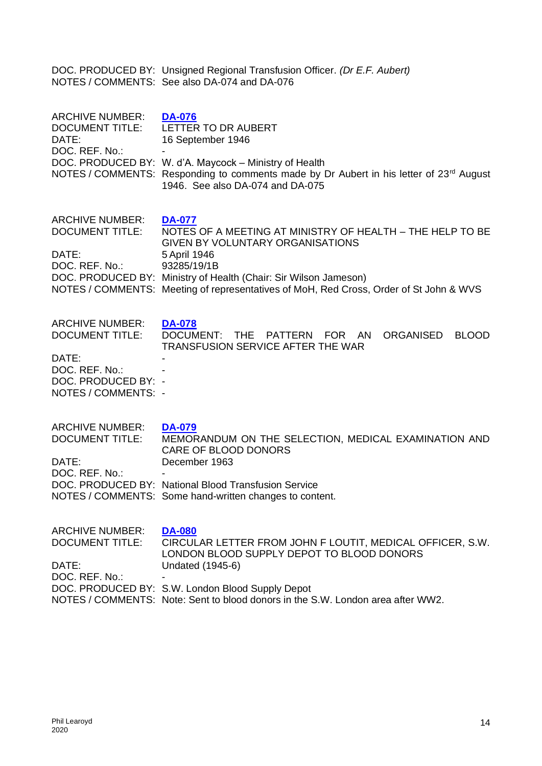DOC. PRODUCED BY: Unsigned Regional Transfusion Officer. *(Dr E.F. Aubert)*
NOTES / COMMENTS: See also DA-074 and DA-076

ARCHIVE NUMBER: **DA-076**
DOCUMENT TITLE: LETTER TO DR AUBERT
DATE: 16 September 1946
DOC. REF. No.: -
DOC. PRODUCED BY: W. d'A. Maycock – Ministry of Health
NOTES / COMMENTS: Responding to comments made by Dr Aubert in his letter of 23rd August 1946. See also DA-074 and DA-075

ARCHIVE NUMBER: **DA-077**
DOCUMENT TITLE: NOTES OF A MEETING AT MINISTRY OF HEALTH – THE HELP TO BE GIVEN BY VOLUNTARY ORGANISATIONS
DATE: 5 April 1946
DOC. REF. No.: 93285/19/1B
DOC. PRODUCED BY: Ministry of Health (Chair: Sir Wilson Jameson)
NOTES / COMMENTS: Meeting of representatives of MoH, Red Cross, Order of St John & WVS

ARCHIVE NUMBER: **DA-078**
DOCUMENT TITLE: DOCUMENT: THE PATTERN FOR AN ORGANISED BLOOD TRANSFUSION SERVICE AFTER THE WAR
DATE: -
DOC. REF. No.: -
DOC. PRODUCED BY: -
NOTES / COMMENTS: -

ARCHIVE NUMBER: **DA-079**
DOCUMENT TITLE: MEMORANDUM ON THE SELECTION, MEDICAL EXAMINATION AND CARE OF BLOOD DONORS
DATE: December 1963
DOC. REF. No.: -
DOC. PRODUCED BY: National Blood Transfusion Service
NOTES / COMMENTS: Some hand-written changes to content.

ARCHIVE NUMBER: **DA-080**
DOCUMENT TITLE: CIRCULAR LETTER FROM JOHN F LOUTIT, MEDICAL OFFICER, S.W. LONDON BLOOD SUPPLY DEPOT TO BLOOD DONORS
DATE: Undated (1945-6)
DOC. REF. No.: -
DOC. PRODUCED BY: S.W. London Blood Supply Depot
NOTES / COMMENTS: Note: Sent to blood donors in the S.W. London area after WW2.

Phil Learoyd
2020